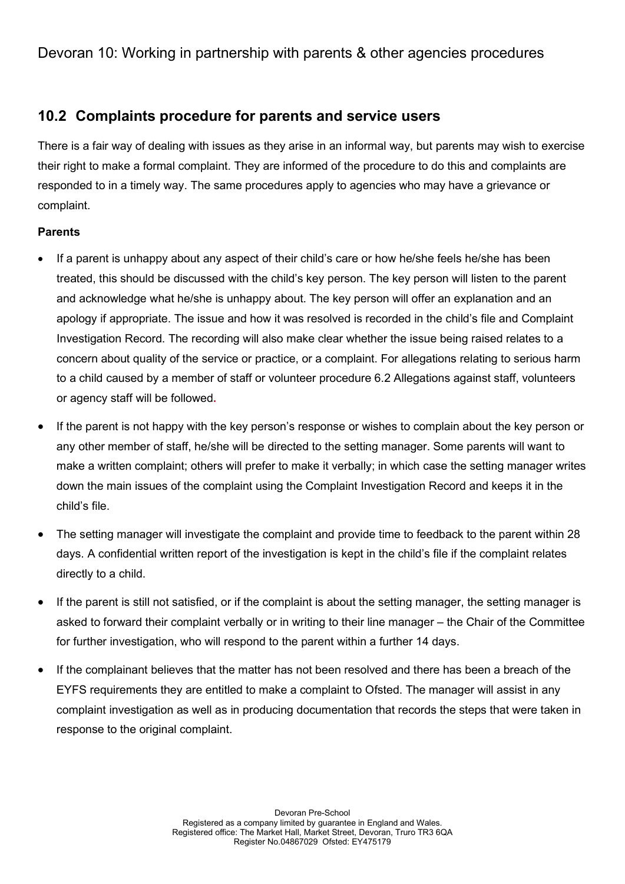# Devoran 10: Working in partnership with parents & other agencies procedures

## 10.2 Complaints procedure for parents and service users

There is a fair way of dealing with issues as they arise in an informal way, but parents may wish to exercise their right to make a formal complaint. They are informed of the procedure to do this and complaints are responded to in a timely way. The same procedures apply to agencies who may have a grievance or complaint.

**Parents**

- If a parent is unhappy about any aspect of their child's care or how he/she feels he/she has been treated, this should be discussed with the child's key person. The key person will listen to the parent and acknowledge what he/she is unhappy about. The key person will offer an explanation and an apology if appropriate. The issue and how it was resolved is recorded in the child's file and Complaint Investigation Record. The recording will also make clear whether the issue being raised relates to a concern about quality of the service or practice, or a complaint. For allegations relating to serious harm to a child caused by a member of staff or volunteer procedure 6.2 Allegations against staff, volunteers or agency staff will be followed.
- If the parent is not happy with the key person's response or wishes to complain about the key person or any other member of staff, he/she will be directed to the setting manager. Some parents will want to make a written complaint; others will prefer to make it verbally; in which case the setting manager writes down the main issues of the complaint using the Complaint Investigation Record and keeps it in the child's file.
- The setting manager will investigate the complaint and provide time to feedback to the parent within 28 days. A confidential written report of the investigation is kept in the child's file if the complaint relates directly to a child.
- If the parent is still not satisfied, or if the complaint is about the setting manager, the setting manager is asked to forward their complaint verbally or in writing to their line manager – the Chair of the Committee for further investigation, who will respond to the parent within a further 14 days.
- If the complainant believes that the matter has not been resolved and there has been a breach of the EYFS requirements they are entitled to make a complaint to Ofsted. The manager will assist in any complaint investigation as well as in producing documentation that records the steps that were taken in response to the original complaint.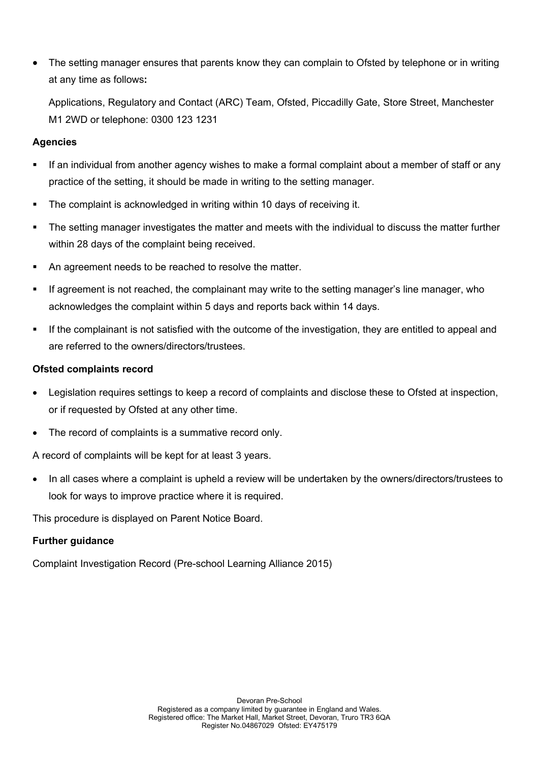- The setting manager ensures that parents know they can complain to Ofsted by telephone or in writing at any time as follows**:**

  Applications, Regulatory and Contact (ARC) Team, Ofsted, Piccadilly Gate, Store Street, Manchester M1 2WD or telephone: 0300 123 1231

**Agencies**

- If an individual from another agency wishes to make a formal complaint about a member of staff or any practice of the setting, it should be made in writing to the setting manager.
- The complaint is acknowledged in writing within 10 days of receiving it.
- The setting manager investigates the matter and meets with the individual to discuss the matter further within 28 days of the complaint being received.
- An agreement needs to be reached to resolve the matter.
- If agreement is not reached, the complainant may write to the setting manager's line manager, who acknowledges the complaint within 5 days and reports back within 14 days.
- If the complainant is not satisfied with the outcome of the investigation, they are entitled to appeal and are referred to the owners/directors/trustees.

**Ofsted complaints record**

- Legislation requires settings to keep a record of complaints and disclose these to Ofsted at inspection, or if requested by Ofsted at any other time.
- The record of complaints is a summative record only.

A record of complaints will be kept for at least 3 years.

- In all cases where a complaint is upheld a review will be undertaken by the owners/directors/trustees to look for ways to improve practice where it is required.

This procedure is displayed on Parent Notice Board.

**Further guidance**

Complaint Investigation Record (Pre-school Learning Alliance 2015)

Devoran Pre-School
Registered as a company limited by guarantee in England and Wales.
Registered office: The Market Hall, Market Street, Devoran, Truro TR3 6QA
Register No.04867029 Ofsted: EY475179